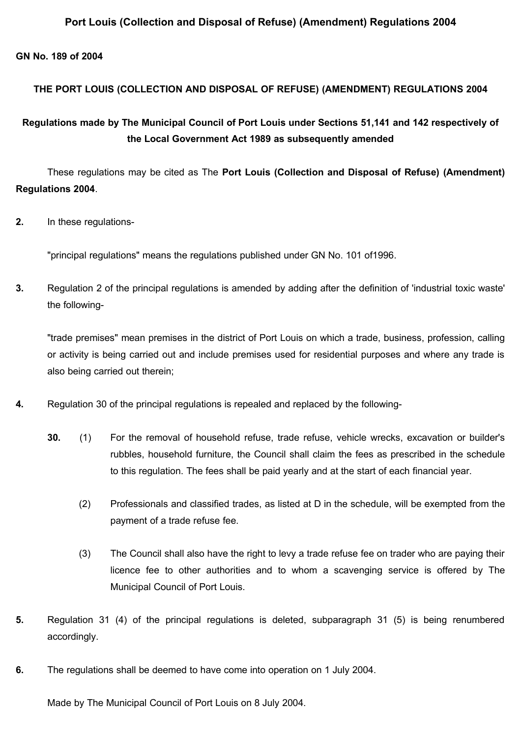# Port Louis (Collection and Disposal of Refuse) (Amendment) Regulations 2004

**GN No. 189 of 2004**

## THE PORT LOUIS (COLLECTION AND DISPOSAL OF REFUSE) (AMENDMENT) REGULATIONS 2004

### Regulations made by The Municipal Council of Port Louis under Sections 51,141 and 142 respectively of the Local Government Act 1989 as subsequently amended

These regulations may be cited as The **Port Louis (Collection and Disposal of Refuse) (Amendment) Regulations 2004**.

**2.** In these regulations-

"principal regulations" means the regulations published under GN No. 101 of1996.

**3.** Regulation 2 of the principal regulations is amended by adding after the definition of 'industrial toxic waste' the following-

"trade premises" mean premises in the district of Port Louis on which a trade, business, profession, calling or activity is being carried out and include premises used for residential purposes and where any trade is also being carried out therein;

**4.** Regulation 30 of the principal regulations is repealed and replaced by the following-

**30.** (1) For the removal of household refuse, trade refuse, vehicle wrecks, excavation or builder's rubbles, household furniture, the Council shall claim the fees as prescribed in the schedule to this regulation. The fees shall be paid yearly and at the start of each financial year.

(2) Professionals and classified trades, as listed at D in the schedule, will be exempted from the payment of a trade refuse fee.

(3) The Council shall also have the right to levy a trade refuse fee on trader who are paying their licence fee to other authorities and to whom a scavenging service is offered by The Municipal Council of Port Louis.

**5.** Regulation 31 (4) of the principal regulations is deleted, subparagraph 31 (5) is being renumbered accordingly.

**6.** The regulations shall be deemed to have come into operation on 1 July 2004.

Made by The Municipal Council of Port Louis on 8 July 2004.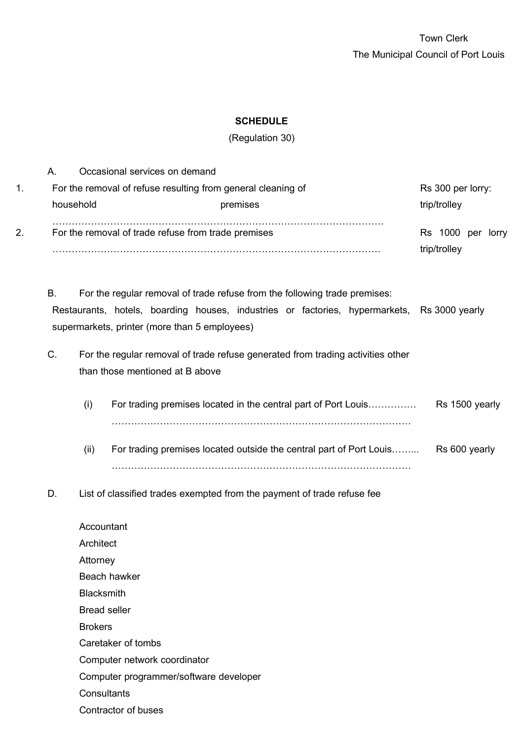Town Clerk
The Municipal Council of Port Louis

**SCHEDULE**

(Regulation 30)

A. Occasional services on demand

| | | |
|---|---|---|
| 1. | For the removal of refuse resulting from general cleaning of household premises ………………………………………………………………………………………… | Rs 300 per lorry: trip/trolley |
| 2. | For the removal of trade refuse from trade premises ……………………………………………………………………………………… | Rs 1000 per lorry trip/trolley |

B. For the regular removal of trade refuse from the following trade premises:

| | |
|---|---|
| Restaurants, hotels, boarding houses, industries or factories, hypermarkets, supermarkets, printer (more than 5 employees) | Rs 3000 yearly |

C. For the regular removal of trade refuse generated from trading activities other than those mentioned at B above

| | | |
|---|---|---|
| (i) | For trading premises located in the central part of Port Louis…………… ……………………………………………………………………………… | Rs 1500 yearly |
| (ii) | For trading premises located outside the central part of Port Louis…….... ……………………………………………………………………………… | Rs 600 yearly |

D. List of classified trades exempted from the payment of trade refuse fee

Accountant
Architect
Attorney
Beach hawker
Blacksmith
Bread seller
Brokers
Caretaker of tombs
Computer network coordinator
Computer programmer/software developer
Consultants
Contractor of buses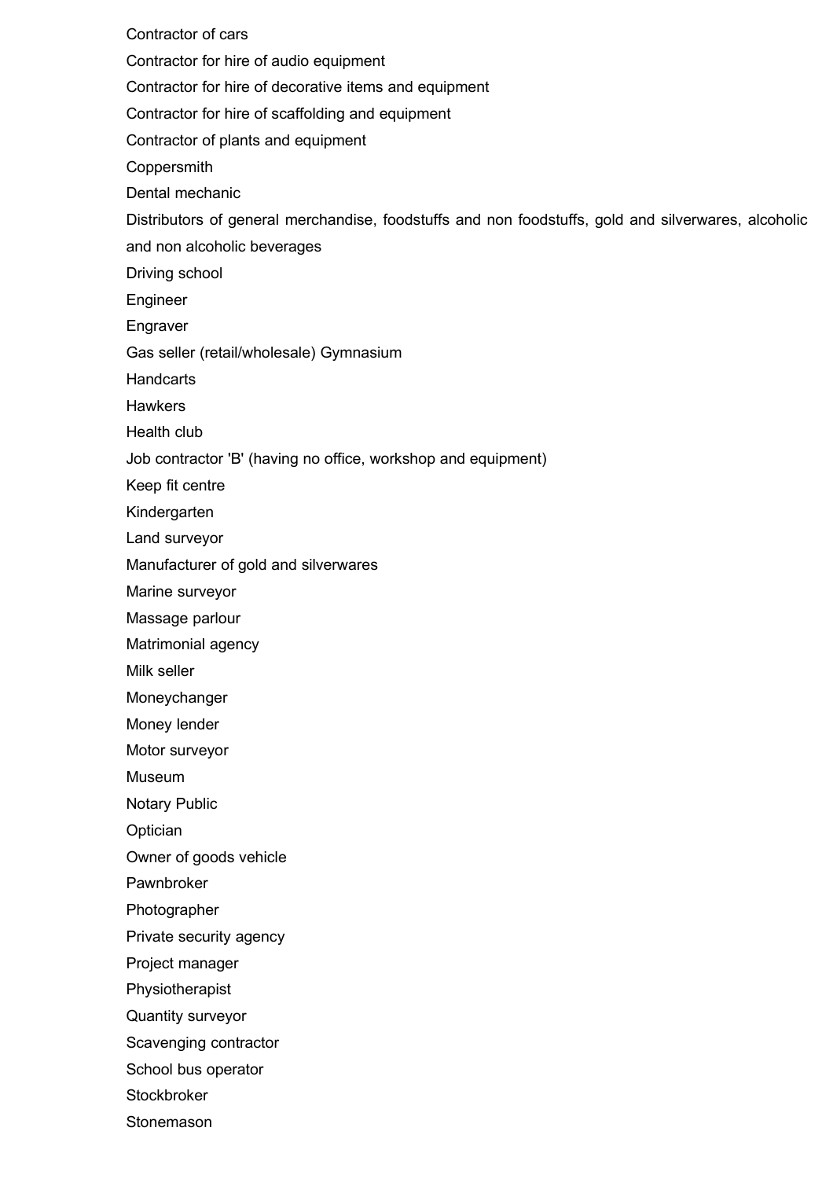Contractor of cars

Contractor for hire of audio equipment

Contractor for hire of decorative items and equipment

Contractor for hire of scaffolding and equipment

Contractor of plants and equipment

Coppersmith

Dental mechanic

Distributors of general merchandise, foodstuffs and non foodstuffs, gold and silverwares, alcoholic and non alcoholic beverages

Driving school

Engineer

Engraver

Gas seller (retail/wholesale) Gymnasium

Handcarts

Hawkers

Health club

Job contractor 'B' (having no office, workshop and equipment)

Keep fit centre

Kindergarten

Land surveyor

Manufacturer of gold and silverwares

Marine surveyor

Massage parlour

Matrimonial agency

Milk seller

Moneychanger

Money lender

Motor surveyor

Museum

Notary Public

Optician

Owner of goods vehicle

Pawnbroker

Photographer

Private security agency

Project manager

Physiotherapist

Quantity surveyor

Scavenging contractor

School bus operator

Stockbroker

Stonemason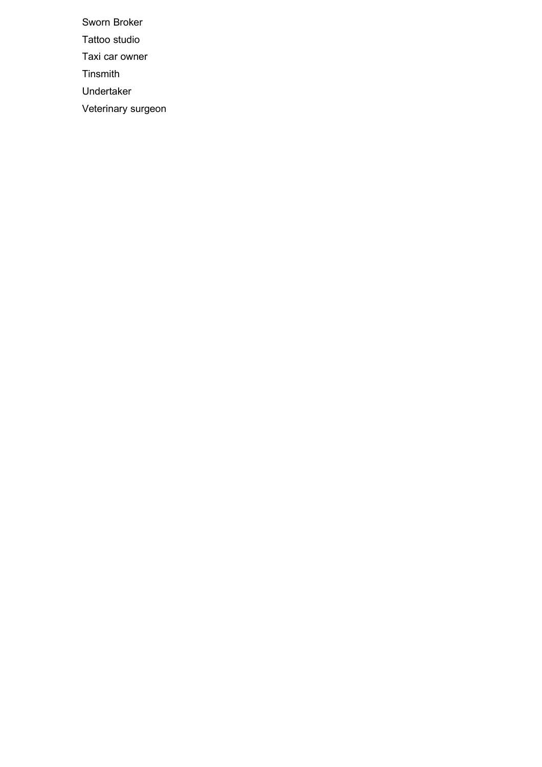Sworn Broker

Tattoo studio

Taxi car owner

Tinsmith

Undertaker

Veterinary surgeon